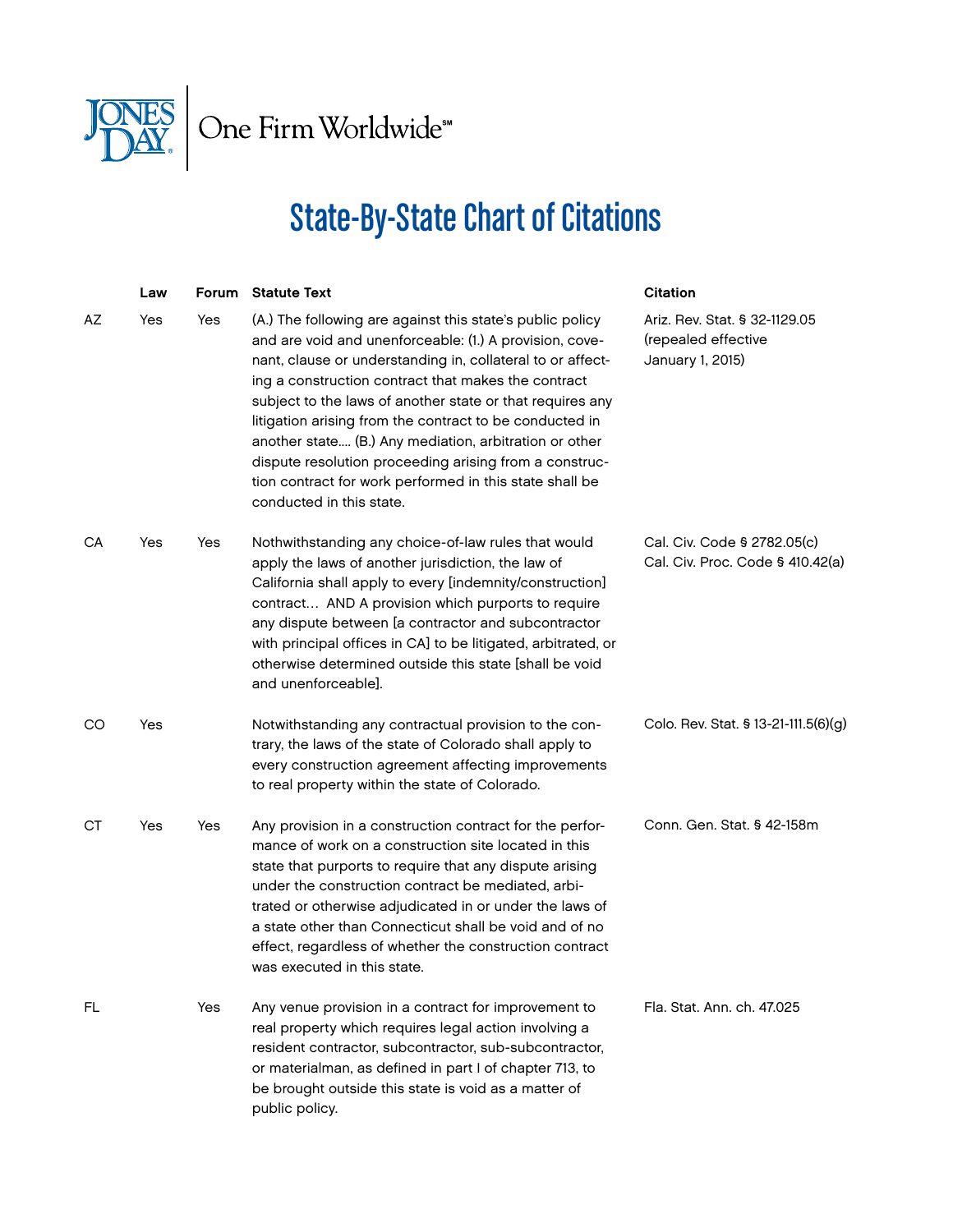JONES DAY® | One Firm Worldwide℠

# State-By-State Chart of Citations

| | Law | Forum | Statute Text | Citation |
|---|---|---|---|---|
| AZ | Yes | Yes | (A.) The following are against this state's public policy and are void and unenforceable: (1.) A provision, covenant, clause or understanding in, collateral to or affecting a construction contract that makes the contract subject to the laws of another state or that requires any litigation arising from the contract to be conducted in another state.... (B.) Any mediation, arbitration or other dispute resolution proceeding arising from a construction contract for work performed in this state shall be conducted in this state. | Ariz. Rev. Stat. § 32-1129.05 (repealed effective January 1, 2015) |
| CA | Yes | Yes | Nothwithstanding any choice-of-law rules that would apply the laws of another jurisdiction, the law of California shall apply to every [indemnity/construction] contract… AND A provision which purports to require any dispute between [a contractor and subcontractor with principal offices in CA] to be litigated, arbitrated, or otherwise determined outside this state [shall be void and unenforceable]. | Cal. Civ. Code § 2782.05(c) Cal. Civ. Proc. Code § 410.42(a) |
| CO | Yes | | Notwithstanding any contractual provision to the contrary, the laws of the state of Colorado shall apply to every construction agreement affecting improvements to real property within the state of Colorado. | Colo. Rev. Stat. § 13-21-111.5(6)(g) |
| CT | Yes | Yes | Any provision in a construction contract for the performance of work on a construction site located in this state that purports to require that any dispute arising under the construction contract be mediated, arbitrated or otherwise adjudicated in or under the laws of a state other than Connecticut shall be void and of no effect, regardless of whether the construction contract was executed in this state. | Conn. Gen. Stat. § 42-158m |
| FL | | Yes | Any venue provision in a contract for improvement to real property which requires legal action involving a resident contractor, subcontractor, sub-subcontractor, or materialman, as defined in part I of chapter 713, to be brought outside this state is void as a matter of public policy. | Fla. Stat. Ann. ch. 47.025 |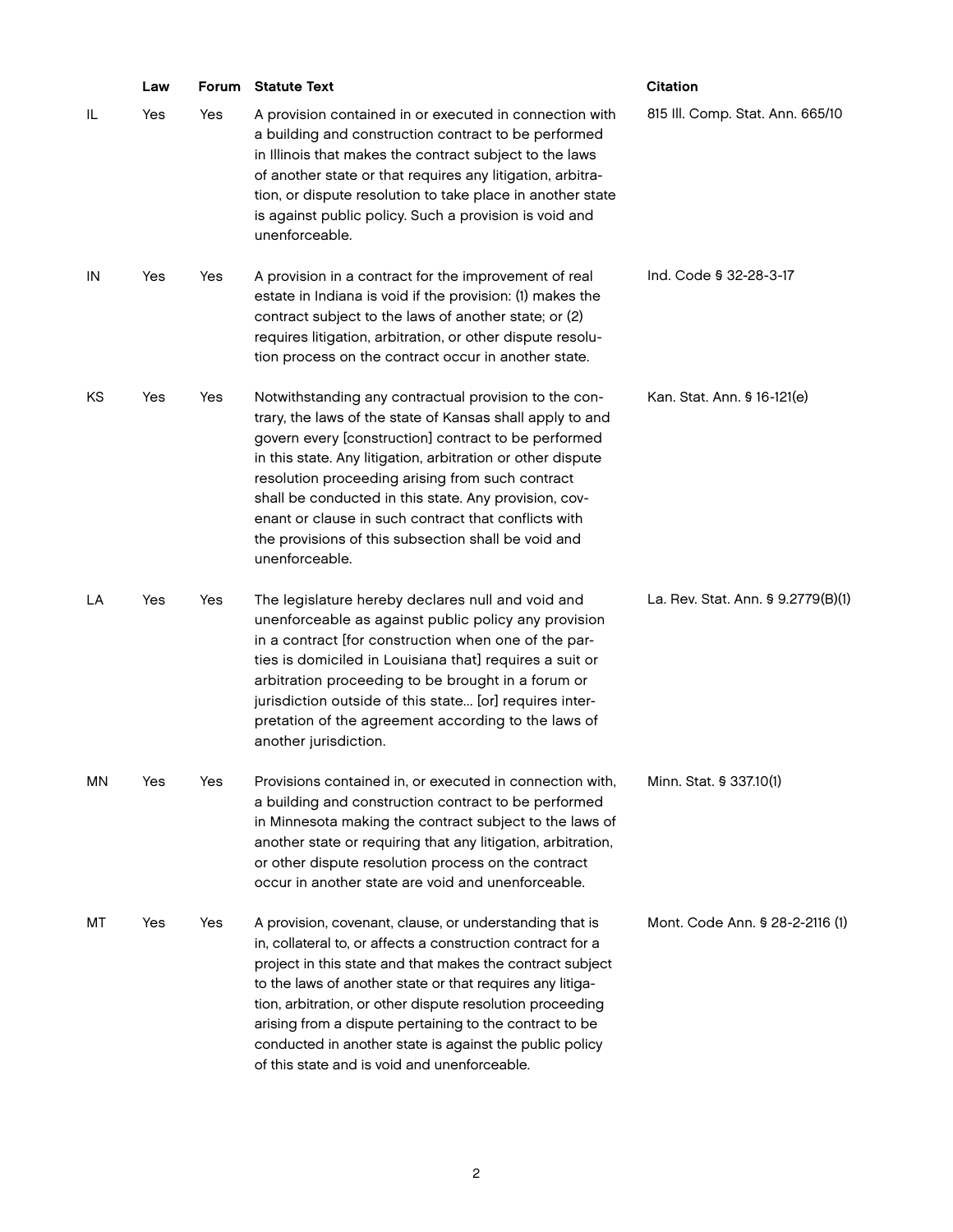| | Law | Forum | Statute Text | Citation |
|---|---|---|---|---|
| IL | Yes | Yes | A provision contained in or executed in connection with a building and construction contract to be performed in Illinois that makes the contract subject to the laws of another state or that requires any litigation, arbitration, or dispute resolution to take place in another state is against public policy. Such a provision is void and unenforceable. | 815 Ill. Comp. Stat. Ann. 665/10 |
| IN | Yes | Yes | A provision in a contract for the improvement of real estate in Indiana is void if the provision: (1) makes the contract subject to the laws of another state; or (2) requires litigation, arbitration, or other dispute resolution process on the contract occur in another state. | Ind. Code § 32-28-3-17 |
| KS | Yes | Yes | Notwithstanding any contractual provision to the contrary, the laws of the state of Kansas shall apply to and govern every [construction] contract to be performed in this state. Any litigation, arbitration or other dispute resolution proceeding arising from such contract shall be conducted in this state. Any provision, covenant or clause in such contract that conflicts with the provisions of this subsection shall be void and unenforceable. | Kan. Stat. Ann. § 16-121(e) |
| LA | Yes | Yes | The legislature hereby declares null and void and unenforceable as against public policy any provision in a contract [for construction when one of the parties is domiciled in Louisiana that] requires a suit or arbitration proceeding to be brought in a forum or jurisdiction outside of this state... [or] requires interpretation of the agreement according to the laws of another jurisdiction. | La. Rev. Stat. Ann. § 9.2779(B)(1) |
| MN | Yes | Yes | Provisions contained in, or executed in connection with, a building and construction contract to be performed in Minnesota making the contract subject to the laws of another state or requiring that any litigation, arbitration, or other dispute resolution process on the contract occur in another state are void and unenforceable. | Minn. Stat. § 337.10(1) |
| MT | Yes | Yes | A provision, covenant, clause, or understanding that is in, collateral to, or affects a construction contract for a project in this state and that makes the contract subject to the laws of another state or that requires any litigation, arbitration, or other dispute resolution proceeding arising from a dispute pertaining to the contract to be conducted in another state is against the public policy of this state and is void and unenforceable. | Mont. Code Ann. § 28-2-2116 (1) |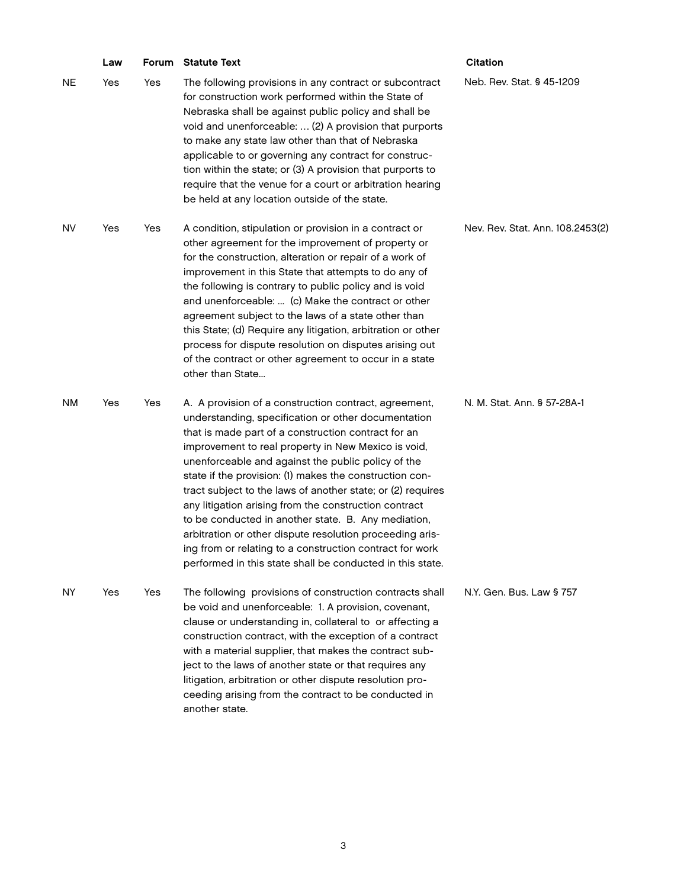| | Law | Forum | Statute Text | Citation |
|---|---|---|---|---|
| NE | Yes | Yes | The following provisions in any contract or subcontract for construction work performed within the State of Nebraska shall be against public policy and shall be void and unenforceable: … (2) A provision that purports to make any state law other than that of Nebraska applicable to or governing any contract for construction within the state; or (3) A provision that purports to require that the venue for a court or arbitration hearing be held at any location outside of the state. | Neb. Rev. Stat. § 45-1209 |
| NV | Yes | Yes | A condition, stipulation or provision in a contract or other agreement for the improvement of property or for the construction, alteration or repair of a work of improvement in this State that attempts to do any of the following is contrary to public policy and is void and unenforceable: … (c) Make the contract or other agreement subject to the laws of a state other than this State; (d) Require any litigation, arbitration or other process for dispute resolution on disputes arising out of the contract or other agreement to occur in a state other than State… | Nev. Rev. Stat. Ann. 108.2453(2) |
| NM | Yes | Yes | A. A provision of a construction contract, agreement, understanding, specification or other documentation that is made part of a construction contract for an improvement to real property in New Mexico is void, unenforceable and against the public policy of the state if the provision: (1) makes the construction contract subject to the laws of another state; or (2) requires any litigation arising from the construction contract to be conducted in another state. B. Any mediation, arbitration or other dispute resolution proceeding arising from or relating to a construction contract for work performed in this state shall be conducted in this state. | N. M. Stat. Ann. § 57-28A-1 |
| NY | Yes | Yes | The following provisions of construction contracts shall be void and unenforceable: 1. A provision, covenant, clause or understanding in, collateral to or affecting a construction contract, with the exception of a contract with a material supplier, that makes the contract subject to the laws of another state or that requires any litigation, arbitration or other dispute resolution proceeding arising from the contract to be conducted in another state. | N.Y. Gen. Bus. Law § 757 |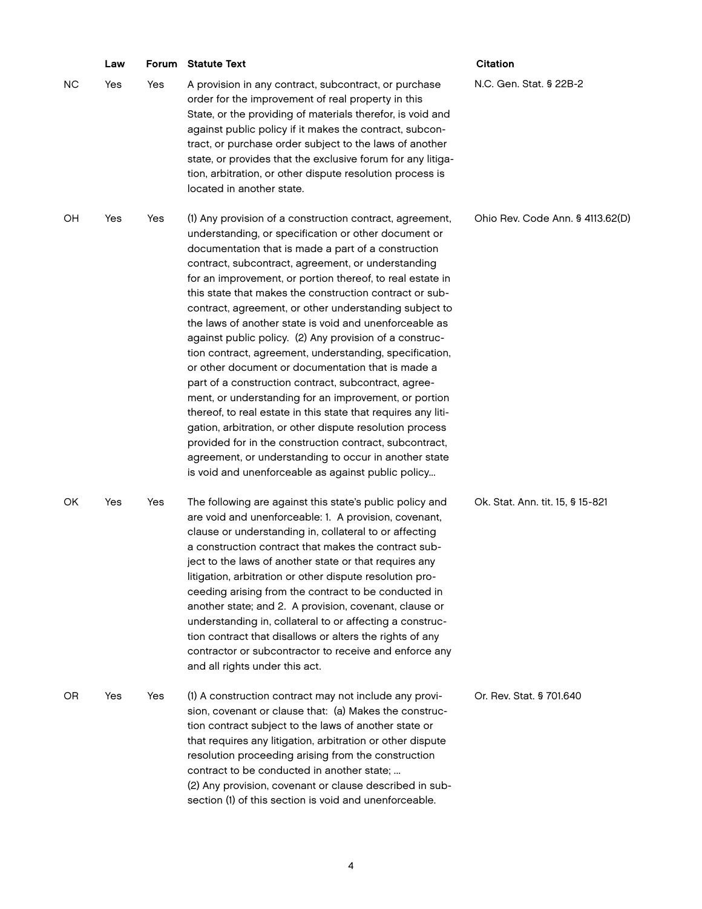| | Law | Forum | Statute Text | Citation |
|---|---|---|---|---|
| NC | Yes | Yes | A provision in any contract, subcontract, or purchase order for the improvement of real property in this State, or the providing of materials therefor, is void and against public policy if it makes the contract, subcontract, or purchase order subject to the laws of another state, or provides that the exclusive forum for any litigation, arbitration, or other dispute resolution process is located in another state. | N.C. Gen. Stat. § 22B-2 |
| OH | Yes | Yes | (1) Any provision of a construction contract, agreement, understanding, or specification or other document or documentation that is made a part of a construction contract, subcontract, agreement, or understanding for an improvement, or portion thereof, to real estate in this state that makes the construction contract or subcontract, agreement, or other understanding subject to the laws of another state is void and unenforceable as against public policy. (2) Any provision of a construction contract, agreement, understanding, specification, or other document or documentation that is made a part of a construction contract, subcontract, agreement, or understanding for an improvement, or portion thereof, to real estate in this state that requires any litigation, arbitration, or other dispute resolution process provided for in the construction contract, subcontract, agreement, or understanding to occur in another state is void and unenforceable as against public policy... | Ohio Rev. Code Ann. § 4113.62(D) |
| OK | Yes | Yes | The following are against this state's public policy and are void and unenforceable: 1. A provision, covenant, clause or understanding in, collateral to or affecting a construction contract that makes the contract subject to the laws of another state or that requires any litigation, arbitration or other dispute resolution proceeding arising from the contract to be conducted in another state; and 2. A provision, covenant, clause or understanding in, collateral to or affecting a construction contract that disallows or alters the rights of any contractor or subcontractor to receive and enforce any and all rights under this act. | Ok. Stat. Ann. tit. 15, § 15-821 |
| OR | Yes | Yes | (1) A construction contract may not include any provision, covenant or clause that: (a) Makes the construction contract subject to the laws of another state or that requires any litigation, arbitration or other dispute resolution proceeding arising from the construction contract to be conducted in another state; ... (2) Any provision, covenant or clause described in subsection (1) of this section is void and unenforceable. | Or. Rev. Stat. § 701.640 |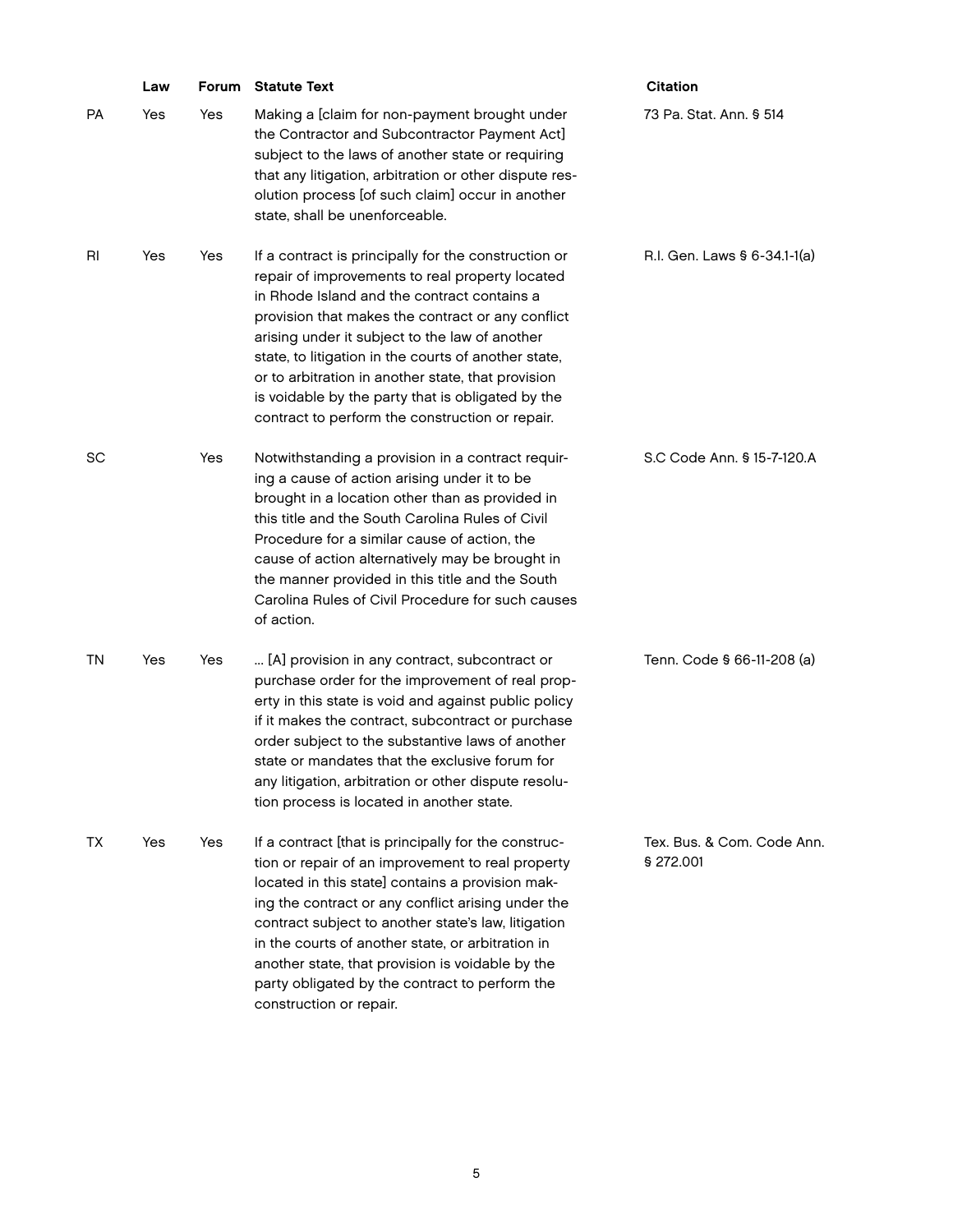| | Law | Forum | Statute Text | Citation |
|---|---|---|---|---|
| PA | Yes | Yes | Making a [claim for non-payment brought under the Contractor and Subcontractor Payment Act] subject to the laws of another state or requiring that any litigation, arbitration or other dispute resolution process [of such claim] occur in another state, shall be unenforceable. | 73 Pa. Stat. Ann. § 514 |
| RI | Yes | Yes | If a contract is principally for the construction or repair of improvements to real property located in Rhode Island and the contract contains a provision that makes the contract or any conflict arising under it subject to the law of another state, to litigation in the courts of another state, or to arbitration in another state, that provision is voidable by the party that is obligated by the contract to perform the construction or repair. | R.I. Gen. Laws § 6-34.1-1(a) |
| SC | | Yes | Notwithstanding a provision in a contract requiring a cause of action arising under it to be brought in a location other than as provided in this title and the South Carolina Rules of Civil Procedure for a similar cause of action, the cause of action alternatively may be brought in the manner provided in this title and the South Carolina Rules of Civil Procedure for such causes of action. | S.C Code Ann. § 15-7-120.A |
| TN | Yes | Yes | … [A] provision in any contract, subcontract or purchase order for the improvement of real property in this state is void and against public policy if it makes the contract, subcontract or purchase order subject to the substantive laws of another state or mandates that the exclusive forum for any litigation, arbitration or other dispute resolution process is located in another state. | Tenn. Code § 66-11-208 (a) |
| TX | Yes | Yes | If a contract [that is principally for the construction or repair of an improvement to real property located in this state] contains a provision making the contract or any conflict arising under the contract subject to another state's law, litigation in the courts of another state, or arbitration in another state, that provision is voidable by the party obligated by the contract to perform the construction or repair. | Tex. Bus. & Com. Code Ann. § 272.001 |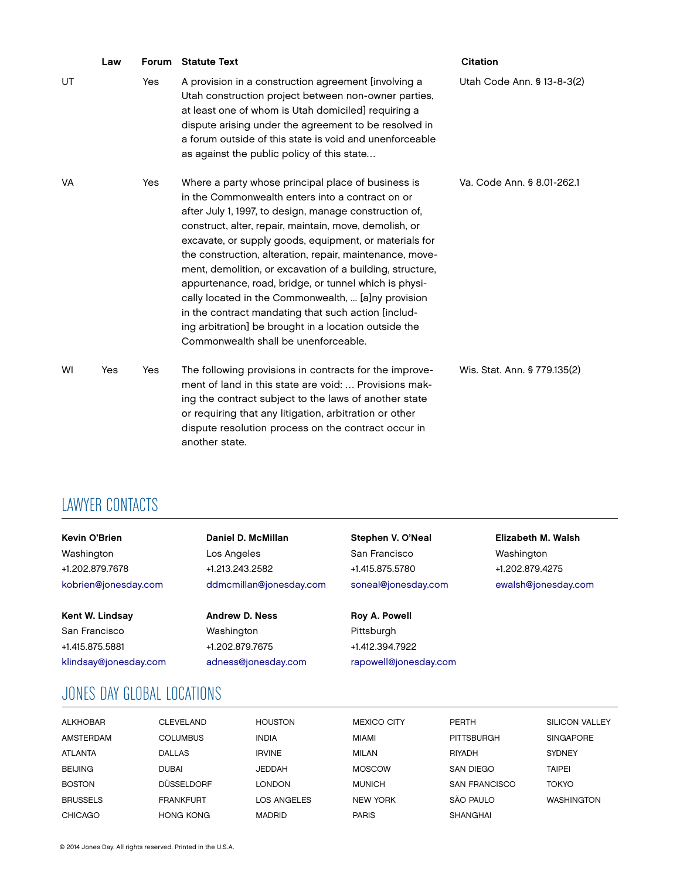| | Law | Forum | Statute Text | Citation |
|---|---|---|---|---|
| UT | | Yes | A provision in a construction agreement [involving a Utah construction project between non-owner parties, at least one of whom is Utah domiciled] requiring a dispute arising under the agreement to be resolved in a forum outside of this state is void and unenforceable as against the public policy of this state… | Utah Code Ann. § 13-8-3(2) |
| VA | | Yes | Where a party whose principal place of business is in the Commonwealth enters into a contract on or after July 1, 1997, to design, manage construction of, construct, alter, repair, maintain, move, demolish, or excavate, or supply goods, equipment, or materials for the construction, alteration, repair, maintenance, movement, demolition, or excavation of a building, structure, appurtenance, road, bridge, or tunnel which is physically located in the Commonwealth, … [a]ny provision in the contract mandating that such action [including arbitration] be brought in a location outside the Commonwealth shall be unenforceable. | Va. Code Ann. § 8.01-262.1 |
| WI | Yes | Yes | The following provisions in contracts for the improvement of land in this state are void: … Provisions making the contract subject to the laws of another state or requiring that any litigation, arbitration or other dispute resolution process on the contract occur in another state. | Wis. Stat. Ann. § 779.135(2) |

## LAWYER CONTACTS

**Kevin O'Brien**
Washington
+1.202.879.7678
kobrien@jonesday.com

**Daniel D. McMillan**
Los Angeles
+1.213.243.2582
ddmcmillan@jonesday.com

**Stephen V. O'Neal**
San Francisco
+1.415.875.5780
soneal@jonesday.com

**Elizabeth M. Walsh**
Washington
+1.202.879.4275
ewalsh@jonesday.com

**Kent W. Lindsay**
San Francisco
+1.415.875.5881
klindsay@jonesday.com

**Andrew D. Ness**
Washington
+1.202.879.7675
adness@jonesday.com

**Roy A. Powell**
Pittsburgh
+1.412.394.7922
rapowell@jonesday.com

## JONES DAY GLOBAL LOCATIONS

ALKHOBAR
AMSTERDAM
ATLANTA
BEIJING
BOSTON
BRUSSELS
CHICAGO
CLEVELAND
COLUMBUS
DALLAS
DUBAI
DÜSSELDORF
FRANKFURT
HONG KONG
HOUSTON
INDIA
IRVINE
JEDDAH
LONDON
LOS ANGELES
MADRID
MEXICO CITY
MIAMI
MILAN
MOSCOW
MUNICH
NEW YORK
PARIS
PERTH
PITTSBURGH
RIYADH
SAN DIEGO
SAN FRANCISCO
SÃO PAULO
SHANGHAI
SILICON VALLEY
SINGAPORE
SYDNEY
TAIPEI
TOKYO
WASHINGTON

© 2014 Jones Day. All rights reserved. Printed in the U.S.A.